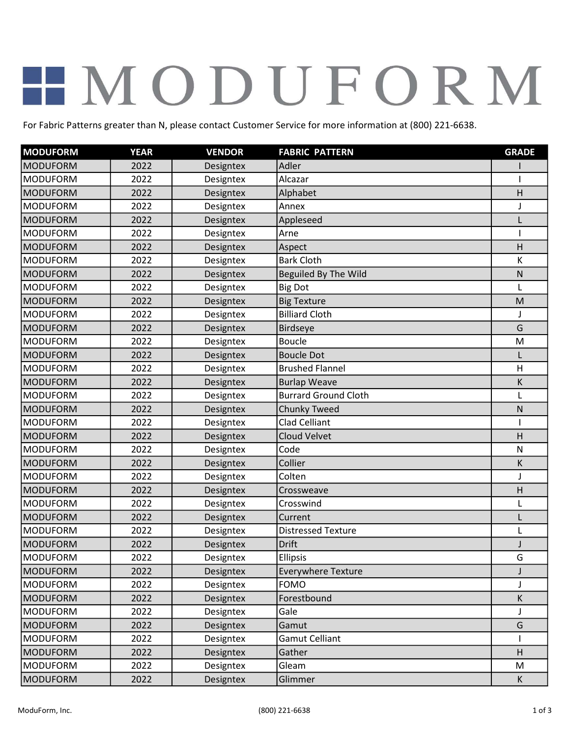# MODUFORM

For Fabric Patterns greater than N, please contact Customer Service for more information at (800) 221-6638.

| MODUFORM | YEAR | VENDOR | FABRIC PATTERN | GRADE |
|---|---|---|---|---|
| MODUFORM | 2022 | Designtex | Adler | I |
| MODUFORM | 2022 | Designtex | Alcazar | I |
| MODUFORM | 2022 | Designtex | Alphabet | H |
| MODUFORM | 2022 | Designtex | Annex | J |
| MODUFORM | 2022 | Designtex | Appleseed | L |
| MODUFORM | 2022 | Designtex | Arne | I |
| MODUFORM | 2022 | Designtex | Aspect | H |
| MODUFORM | 2022 | Designtex | Bark Cloth | K |
| MODUFORM | 2022 | Designtex | Beguiled By The Wild | N |
| MODUFORM | 2022 | Designtex | Big Dot | L |
| MODUFORM | 2022 | Designtex | Big Texture | M |
| MODUFORM | 2022 | Designtex | Billiard Cloth | J |
| MODUFORM | 2022 | Designtex | Birdseye | G |
| MODUFORM | 2022 | Designtex | Boucle | M |
| MODUFORM | 2022 | Designtex | Boucle Dot | L |
| MODUFORM | 2022 | Designtex | Brushed Flannel | H |
| MODUFORM | 2022 | Designtex | Burlap Weave | K |
| MODUFORM | 2022 | Designtex | Burrard Ground Cloth | L |
| MODUFORM | 2022 | Designtex | Chunky Tweed | N |
| MODUFORM | 2022 | Designtex | Clad Celliant | I |
| MODUFORM | 2022 | Designtex | Cloud Velvet | H |
| MODUFORM | 2022 | Designtex | Code | N |
| MODUFORM | 2022 | Designtex | Collier | K |
| MODUFORM | 2022 | Designtex | Colten | J |
| MODUFORM | 2022 | Designtex | Crossweave | H |
| MODUFORM | 2022 | Designtex | Crosswind | L |
| MODUFORM | 2022 | Designtex | Current | L |
| MODUFORM | 2022 | Designtex | Distressed Texture | L |
| MODUFORM | 2022 | Designtex | Drift | J |
| MODUFORM | 2022 | Designtex | Ellipsis | G |
| MODUFORM | 2022 | Designtex | Everywhere Texture | J |
| MODUFORM | 2022 | Designtex | FOMO | J |
| MODUFORM | 2022 | Designtex | Forestbound | K |
| MODUFORM | 2022 | Designtex | Gale | J |
| MODUFORM | 2022 | Designtex | Gamut | G |
| MODUFORM | 2022 | Designtex | Gamut Celliant | I |
| MODUFORM | 2022 | Designtex | Gather | H |
| MODUFORM | 2022 | Designtex | Gleam | M |
| MODUFORM | 2022 | Designtex | Glimmer | K |

ModuForm, Inc. (800) 221-6638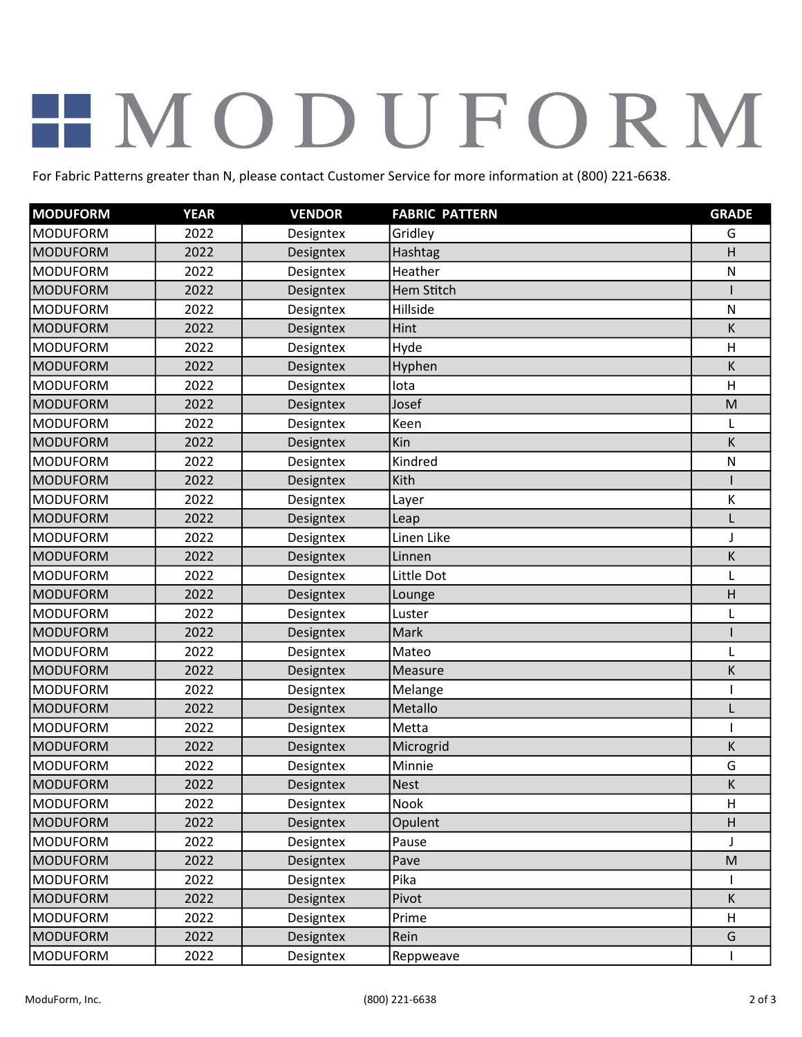# MODUFORM

For Fabric Patterns greater than N, please contact Customer Service for more information at (800) 221-6638.

| MODUFORM | YEAR | VENDOR | FABRIC PATTERN | GRADE |
|---|---|---|---|---|
| MODUFORM | 2022 | Designtex | Gridley | G |
| MODUFORM | 2022 | Designtex | Hashtag | H |
| MODUFORM | 2022 | Designtex | Heather | N |
| MODUFORM | 2022 | Designtex | Hem Stitch | I |
| MODUFORM | 2022 | Designtex | Hillside | N |
| MODUFORM | 2022 | Designtex | Hint | K |
| MODUFORM | 2022 | Designtex | Hyde | H |
| MODUFORM | 2022 | Designtex | Hyphen | K |
| MODUFORM | 2022 | Designtex | Iota | H |
| MODUFORM | 2022 | Designtex | Josef | M |
| MODUFORM | 2022 | Designtex | Keen | L |
| MODUFORM | 2022 | Designtex | Kin | K |
| MODUFORM | 2022 | Designtex | Kindred | N |
| MODUFORM | 2022 | Designtex | Kith | I |
| MODUFORM | 2022 | Designtex | Layer | K |
| MODUFORM | 2022 | Designtex | Leap | L |
| MODUFORM | 2022 | Designtex | Linen Like | J |
| MODUFORM | 2022 | Designtex | Linnen | K |
| MODUFORM | 2022 | Designtex | Little Dot | L |
| MODUFORM | 2022 | Designtex | Lounge | H |
| MODUFORM | 2022 | Designtex | Luster | L |
| MODUFORM | 2022 | Designtex | Mark | I |
| MODUFORM | 2022 | Designtex | Mateo | L |
| MODUFORM | 2022 | Designtex | Measure | K |
| MODUFORM | 2022 | Designtex | Melange | I |
| MODUFORM | 2022 | Designtex | Metallo | L |
| MODUFORM | 2022 | Designtex | Metta | I |
| MODUFORM | 2022 | Designtex | Microgrid | K |
| MODUFORM | 2022 | Designtex | Minnie | G |
| MODUFORM | 2022 | Designtex | Nest | K |
| MODUFORM | 2022 | Designtex | Nook | H |
| MODUFORM | 2022 | Designtex | Opulent | H |
| MODUFORM | 2022 | Designtex | Pause | J |
| MODUFORM | 2022 | Designtex | Pave | M |
| MODUFORM | 2022 | Designtex | Pika | I |
| MODUFORM | 2022 | Designtex | Pivot | K |
| MODUFORM | 2022 | Designtex | Prime | H |
| MODUFORM | 2022 | Designtex | Rein | G |
| MODUFORM | 2022 | Designtex | Reppweave | I |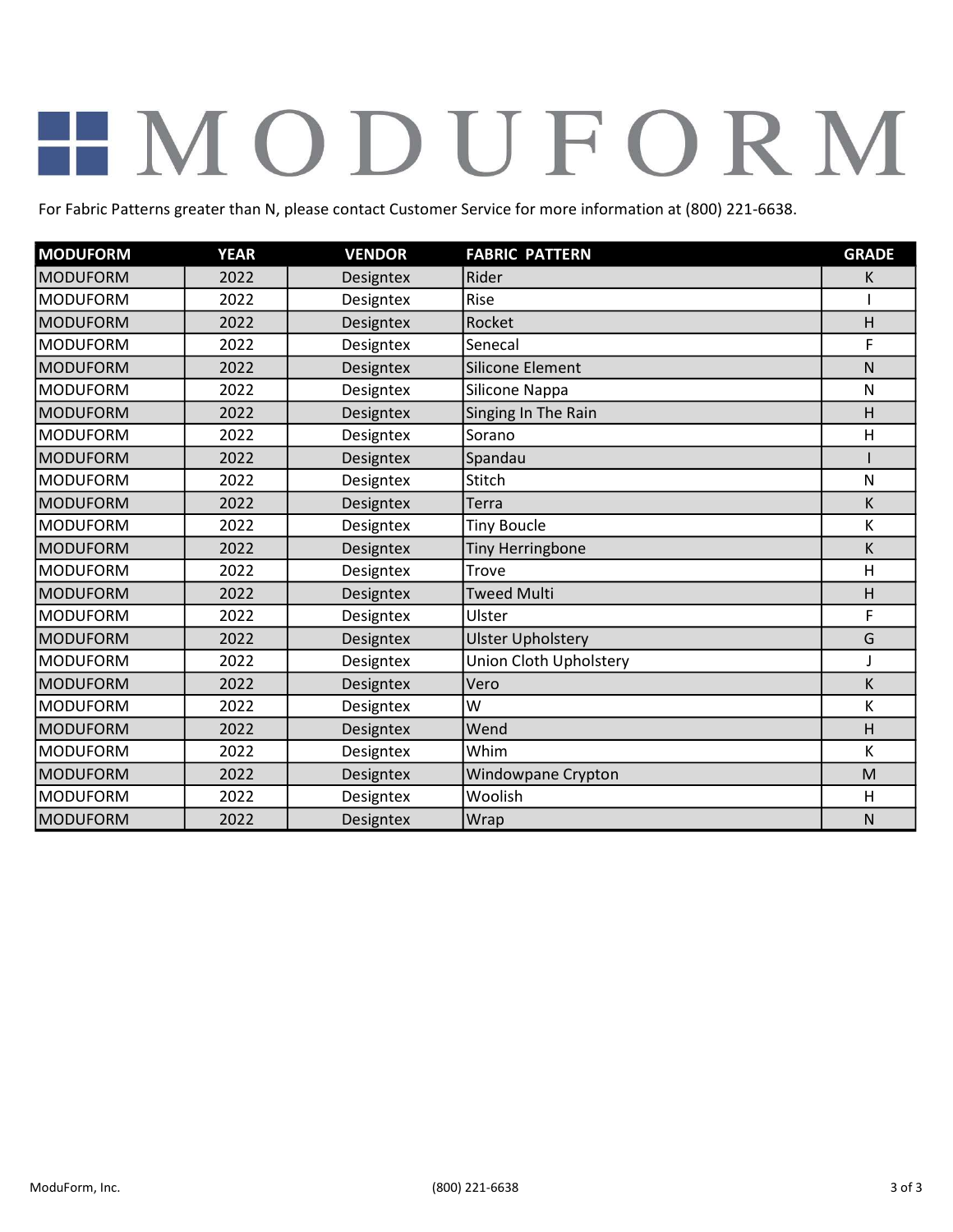# MODUFORM

For Fabric Patterns greater than N, please contact Customer Service for more information at (800) 221-6638.

| MODUFORM | YEAR | VENDOR | FABRIC PATTERN | GRADE |
|---|---|---|---|---|
| MODUFORM | 2022 | Designtex | Rider | K |
| MODUFORM | 2022 | Designtex | Rise | I |
| MODUFORM | 2022 | Designtex | Rocket | H |
| MODUFORM | 2022 | Designtex | Senecal | F |
| MODUFORM | 2022 | Designtex | Silicone Element | N |
| MODUFORM | 2022 | Designtex | Silicone Nappa | N |
| MODUFORM | 2022 | Designtex | Singing In The Rain | H |
| MODUFORM | 2022 | Designtex | Sorano | H |
| MODUFORM | 2022 | Designtex | Spandau | I |
| MODUFORM | 2022 | Designtex | Stitch | N |
| MODUFORM | 2022 | Designtex | Terra | K |
| MODUFORM | 2022 | Designtex | Tiny Boucle | K |
| MODUFORM | 2022 | Designtex | Tiny Herringbone | K |
| MODUFORM | 2022 | Designtex | Trove | H |
| MODUFORM | 2022 | Designtex | Tweed Multi | H |
| MODUFORM | 2022 | Designtex | Ulster | F |
| MODUFORM | 2022 | Designtex | Ulster Upholstery | G |
| MODUFORM | 2022 | Designtex | Union Cloth Upholstery | J |
| MODUFORM | 2022 | Designtex | Vero | K |
| MODUFORM | 2022 | Designtex | W | K |
| MODUFORM | 2022 | Designtex | Wend | H |
| MODUFORM | 2022 | Designtex | Whim | K |
| MODUFORM | 2022 | Designtex | Windowpane Crypton | M |
| MODUFORM | 2022 | Designtex | Woolish | H |
| MODUFORM | 2022 | Designtex | Wrap | N |